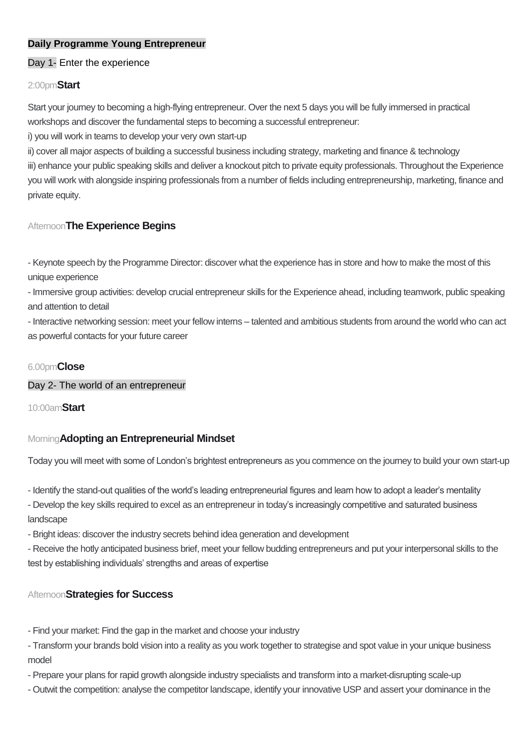**Daily Programme Young Entrepreneur**

Day 1- Enter the experience

2:00pm **Start**

Start your journey to becoming a high-flying entrepreneur. Over the next 5 days you will be fully immersed in practical workshops and discover the fundamental steps to becoming a successful entrepreneur:
i) you will work in teams to develop your very own start-up
ii) cover all major aspects of building a successful business including strategy, marketing and finance & technology
iii) enhance your public speaking skills and deliver a knockout pitch to private equity professionals. Throughout the Experience you will work with alongside inspiring professionals from a number of fields including entrepreneurship, marketing, finance and private equity.

Afternoon **The Experience Begins**

- Keynote speech by the Programme Director: discover what the experience has in store and how to make the most of this unique experience
- Immersive group activities: develop crucial entrepreneur skills for the Experience ahead, including teamwork, public speaking and attention to detail
- Interactive networking session: meet your fellow interns – talented and ambitious students from around the world who can act as powerful contacts for your future career

6.00pm **Close**

Day 2- The world of an entrepreneur

10:00am **Start**

Morning **Adopting an Entrepreneurial Mindset**

Today you will meet with some of London's brightest entrepreneurs as you commence on the journey to build your own start-up

- Identify the stand-out qualities of the world's leading entrepreneurial figures and learn how to adopt a leader's mentality
- Develop the key skills required to excel as an entrepreneur in today's increasingly competitive and saturated business landscape
- Bright ideas: discover the industry secrets behind idea generation and development
- Receive the hotly anticipated business brief, meet your fellow budding entrepreneurs and put your interpersonal skills to the test by establishing individuals' strengths and areas of expertise

Afternoon **Strategies for Success**

- Find your market: Find the gap in the market and choose your industry
- Transform your brands bold vision into a reality as you work together to strategise and spot value in your unique business model
- Prepare your plans for rapid growth alongside industry specialists and transform into a market-disrupting scale-up
- Outwit the competition: analyse the competitor landscape, identify your innovative USP and assert your dominance in the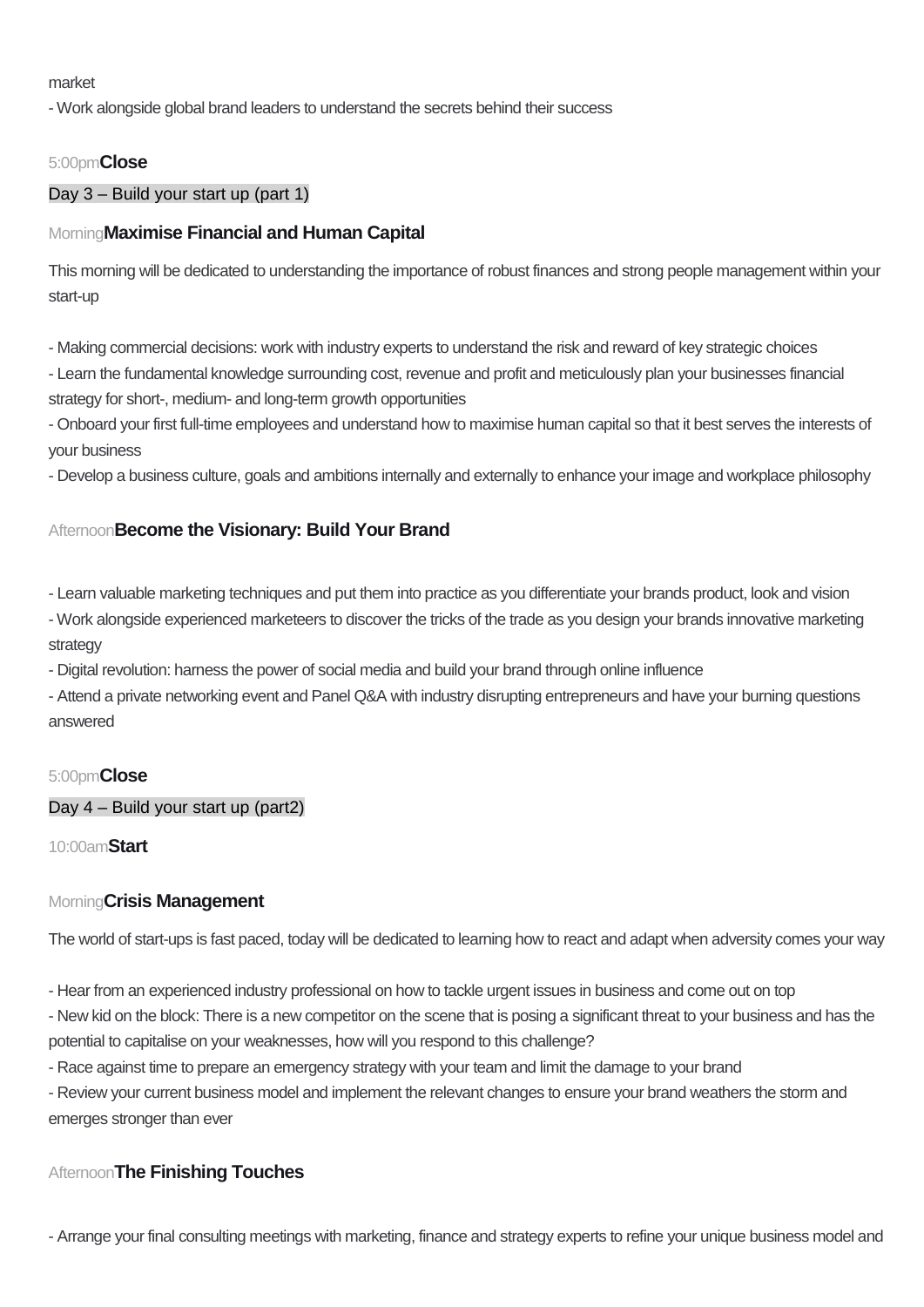market

- Work alongside global brand leaders to understand the secrets behind their success

5:00pm **Close**

Day 3 – Build your start up (part 1)

Morning **Maximise Financial and Human Capital**

This morning will be dedicated to understanding the importance of robust finances and strong people management within your start-up

- Making commercial decisions: work with industry experts to understand the risk and reward of key strategic choices
- Learn the fundamental knowledge surrounding cost, revenue and profit and meticulously plan your businesses financial strategy for short-, medium- and long-term growth opportunities
- Onboard your first full-time employees and understand how to maximise human capital so that it best serves the interests of your business
- Develop a business culture, goals and ambitions internally and externally to enhance your image and workplace philosophy

Afternoon **Become the Visionary: Build Your Brand**

- Learn valuable marketing techniques and put them into practice as you differentiate your brands product, look and vision
- Work alongside experienced marketeers to discover the tricks of the trade as you design your brands innovative marketing strategy
- Digital revolution: harness the power of social media and build your brand through online influence
- Attend a private networking event and Panel Q&A with industry disrupting entrepreneurs and have your burning questions answered

5:00pm **Close**

Day 4 – Build your start up (part2)

10:00am **Start**

Morning **Crisis Management**

The world of start-ups is fast paced, today will be dedicated to learning how to react and adapt when adversity comes your way

- Hear from an experienced industry professional on how to tackle urgent issues in business and come out on top
- New kid on the block: There is a new competitor on the scene that is posing a significant threat to your business and has the potential to capitalise on your weaknesses, how will you respond to this challenge?
- Race against time to prepare an emergency strategy with your team and limit the damage to your brand
- Review your current business model and implement the relevant changes to ensure your brand weathers the storm and emerges stronger than ever

Afternoon **The Finishing Touches**

- Arrange your final consulting meetings with marketing, finance and strategy experts to refine your unique business model and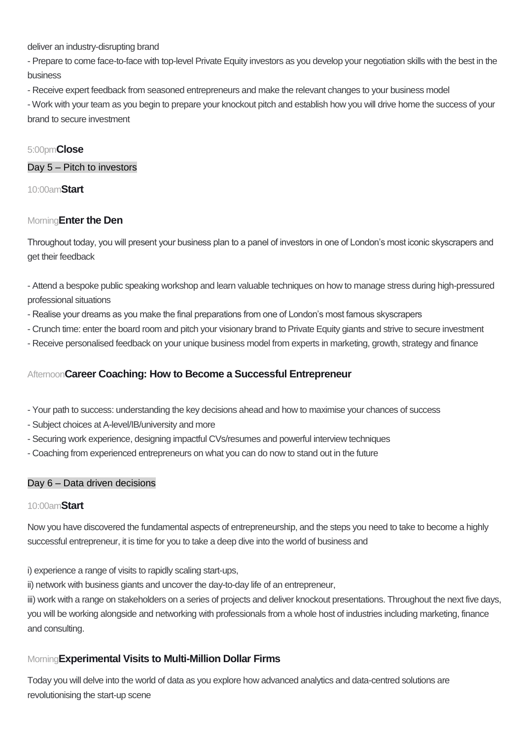deliver an industry-disrupting brand

- Prepare to come face-to-face with top-level Private Equity investors as you develop your negotiation skills with the best in the business
- Receive expert feedback from seasoned entrepreneurs and make the relevant changes to your business model
- Work with your team as you begin to prepare your knockout pitch and establish how you will drive home the success of your brand to secure investment

5:00pm **Close**

## Day 5 – Pitch to investors

10:00am **Start**

### Morning **Enter the Den**

Throughout today, you will present your business plan to a panel of investors in one of London's most iconic skyscrapers and get their feedback

- Attend a bespoke public speaking workshop and learn valuable techniques on how to manage stress during high-pressured professional situations
- Realise your dreams as you make the final preparations from one of London's most famous skyscrapers
- Crunch time: enter the board room and pitch your visionary brand to Private Equity giants and strive to secure investment
- Receive personalised feedback on your unique business model from experts in marketing, growth, strategy and finance

### Afternoon **Career Coaching: How to Become a Successful Entrepreneur**

- Your path to success: understanding the key decisions ahead and how to maximise your chances of success
- Subject choices at A-level/IB/university and more
- Securing work experience, designing impactful CVs/resumes and powerful interview techniques
- Coaching from experienced entrepreneurs on what you can do now to stand out in the future

## Day 6 – Data driven decisions

10:00am **Start**

Now you have discovered the fundamental aspects of entrepreneurship, and the steps you need to take to become a highly successful entrepreneur, it is time for you to take a deep dive into the world of business and

i) experience a range of visits to rapidly scaling start-ups,

ii) network with business giants and uncover the day-to-day life of an entrepreneur,

iii) work with a range on stakeholders on a series of projects and deliver knockout presentations. Throughout the next five days, you will be working alongside and networking with professionals from a whole host of industries including marketing, finance and consulting.

### Morning **Experimental Visits to Multi-Million Dollar Firms**

Today you will delve into the world of data as you explore how advanced analytics and data-centred solutions are revolutionising the start-up scene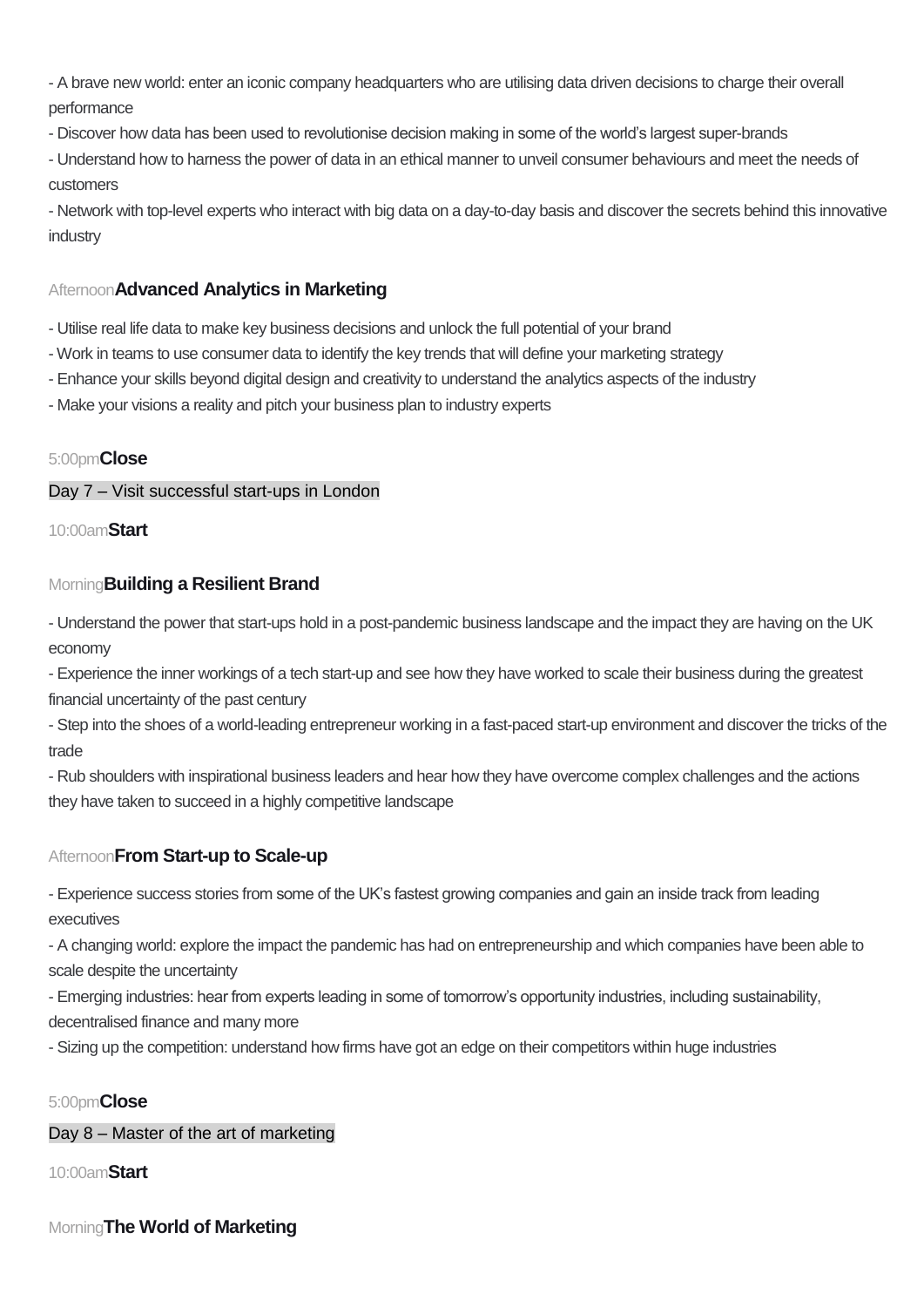- A brave new world: enter an iconic company headquarters who are utilising data driven decisions to charge their overall performance
- Discover how data has been used to revolutionise decision making in some of the world's largest super-brands
- Understand how to harness the power of data in an ethical manner to unveil consumer behaviours and meet the needs of customers
- Network with top-level experts who interact with big data on a day-to-day basis and discover the secrets behind this innovative industry

Afternoon **Advanced Analytics in Marketing**

- Utilise real life data to make key business decisions and unlock the full potential of your brand
- Work in teams to use consumer data to identify the key trends that will define your marketing strategy
- Enhance your skills beyond digital design and creativity to understand the analytics aspects of the industry
- Make your visions a reality and pitch your business plan to industry experts

5:00pm **Close**

Day 7 – Visit successful start-ups in London

10:00am **Start**

Morning **Building a Resilient Brand**

- Understand the power that start-ups hold in a post-pandemic business landscape and the impact they are having on the UK economy
- Experience the inner workings of a tech start-up and see how they have worked to scale their business during the greatest financial uncertainty of the past century
- Step into the shoes of a world-leading entrepreneur working in a fast-paced start-up environment and discover the tricks of the trade
- Rub shoulders with inspirational business leaders and hear how they have overcome complex challenges and the actions they have taken to succeed in a highly competitive landscape

Afternoon **From Start-up to Scale-up**

- Experience success stories from some of the UK's fastest growing companies and gain an inside track from leading executives
- A changing world: explore the impact the pandemic has had on entrepreneurship and which companies have been able to scale despite the uncertainty
- Emerging industries: hear from experts leading in some of tomorrow's opportunity industries, including sustainability, decentralised finance and many more
- Sizing up the competition: understand how firms have got an edge on their competitors within huge industries

5:00pm **Close**

Day 8 – Master of the art of marketing

10:00am **Start**

Morning **The World of Marketing**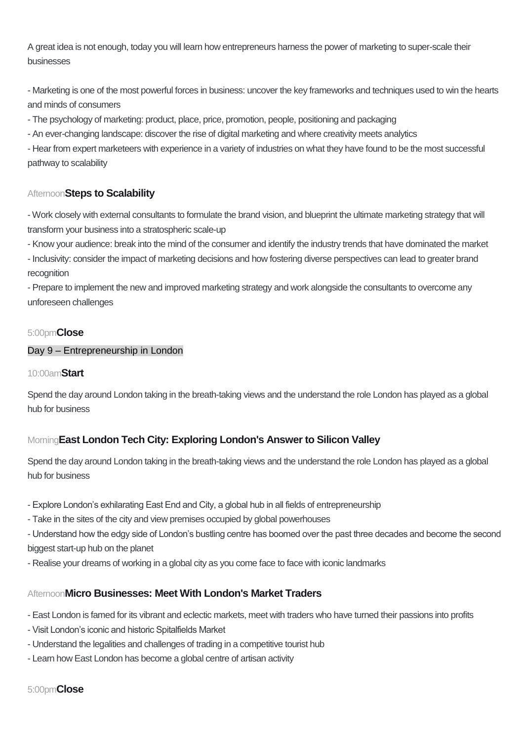A great idea is not enough, today you will learn how entrepreneurs harness the power of marketing to super-scale their businesses

- Marketing is one of the most powerful forces in business: uncover the key frameworks and techniques used to win the hearts and minds of consumers
- The psychology of marketing: product, place, price, promotion, people, positioning and packaging
- An ever-changing landscape: discover the rise of digital marketing and where creativity meets analytics
- Hear from expert marketeers with experience in a variety of industries on what they have found to be the most successful pathway to scalability

Afternoon **Steps to Scalability**

- Work closely with external consultants to formulate the brand vision, and blueprint the ultimate marketing strategy that will transform your business into a stratospheric scale-up
- Know your audience: break into the mind of the consumer and identify the industry trends that have dominated the market
- Inclusivity: consider the impact of marketing decisions and how fostering diverse perspectives can lead to greater brand recognition
- Prepare to implement the new and improved marketing strategy and work alongside the consultants to overcome any unforeseen challenges

5:00pm **Close**

## Day 9 – Entrepreneurship in London

10:00am **Start**

Spend the day around London taking in the breath-taking views and the understand the role London has played as a global hub for business

Morning **East London Tech City: Exploring London's Answer to Silicon Valley**

Spend the day around London taking in the breath-taking views and the understand the role London has played as a global hub for business

- Explore London's exhilarating East End and City, a global hub in all fields of entrepreneurship
- Take in the sites of the city and view premises occupied by global powerhouses
- Understand how the edgy side of London's bustling centre has boomed over the past three decades and become the second biggest start-up hub on the planet
- Realise your dreams of working in a global city as you come face to face with iconic landmarks

Afternoon **Micro Businesses: Meet With London's Market Traders**

- East London is famed for its vibrant and eclectic markets, meet with traders who have turned their passions into profits
- Visit London's iconic and historic Spitalfields Market
- Understand the legalities and challenges of trading in a competitive tourist hub
- Learn how East London has become a global centre of artisan activity

5:00pm **Close**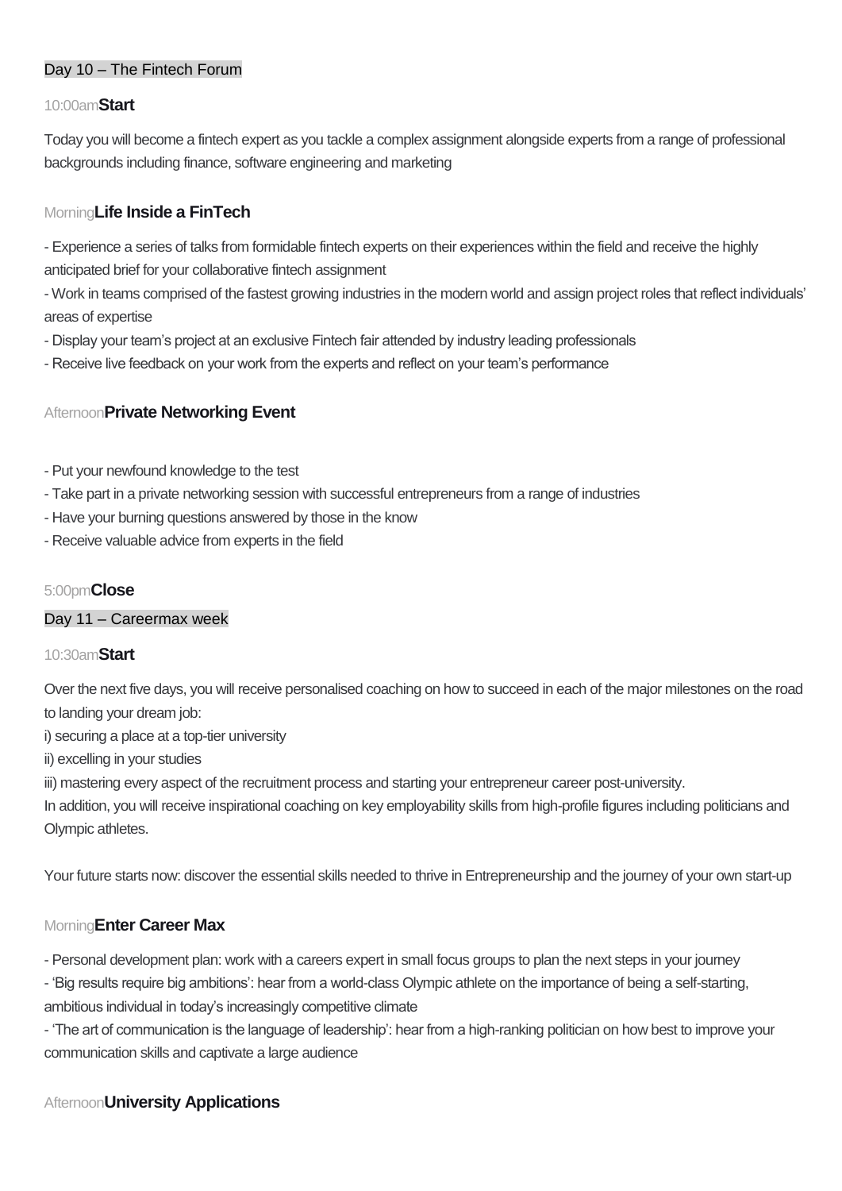## Day 10 – The Fintech Forum

10:00am**Start**

Today you will become a fintech expert as you tackle a complex assignment alongside experts from a range of professional backgrounds including finance, software engineering and marketing

Morning**Life Inside a FinTech**

- Experience a series of talks from formidable fintech experts on their experiences within the field and receive the highly anticipated brief for your collaborative fintech assignment
- Work in teams comprised of the fastest growing industries in the modern world and assign project roles that reflect individuals' areas of expertise
- Display your team's project at an exclusive Fintech fair attended by industry leading professionals
- Receive live feedback on your work from the experts and reflect on your team's performance

Afternoon**Private Networking Event**

- Put your newfound knowledge to the test
- Take part in a private networking session with successful entrepreneurs from a range of industries
- Have your burning questions answered by those in the know
- Receive valuable advice from experts in the field

5:00pm**Close**

## Day 11 – Careermax week

10:30am**Start**

Over the next five days, you will receive personalised coaching on how to succeed in each of the major milestones on the road to landing your dream job:

i) securing a place at a top-tier university

ii) excelling in your studies

iii) mastering every aspect of the recruitment process and starting your entrepreneur career post-university.

In addition, you will receive inspirational coaching on key employability skills from high-profile figures including politicians and Olympic athletes.

Your future starts now: discover the essential skills needed to thrive in Entrepreneurship and the journey of your own start-up

Morning**Enter Career Max**

- Personal development plan: work with a careers expert in small focus groups to plan the next steps in your journey
- 'Big results require big ambitions': hear from a world-class Olympic athlete on the importance of being a self-starting, ambitious individual in today's increasingly competitive climate
- 'The art of communication is the language of leadership': hear from a high-ranking politician on how best to improve your communication skills and captivate a large audience

Afternoon**University Applications**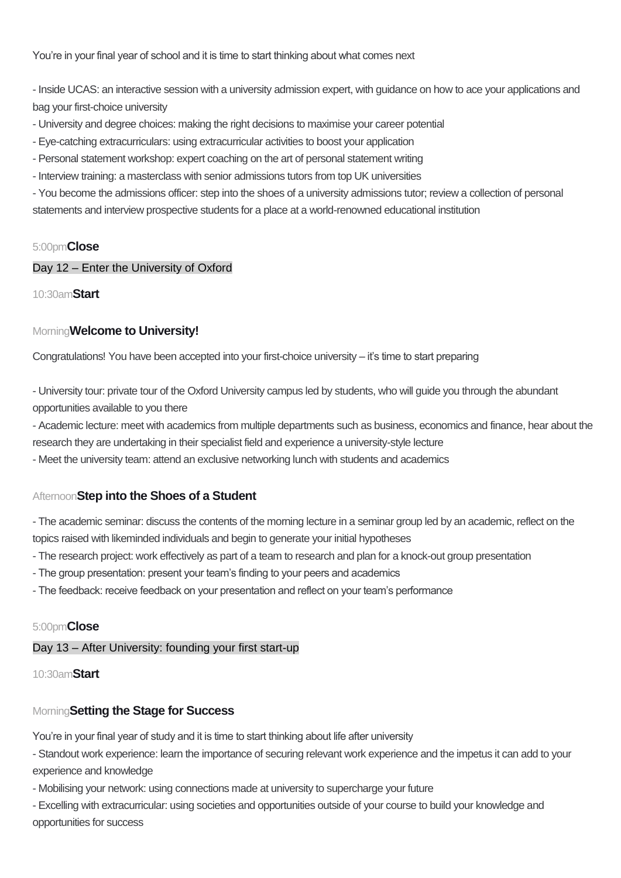You're in your final year of school and it is time to start thinking about what comes next

- Inside UCAS: an interactive session with a university admission expert, with guidance on how to ace your applications and bag your first-choice university
- University and degree choices: making the right decisions to maximise your career potential
- Eye-catching extracurriculars: using extracurricular activities to boost your application
- Personal statement workshop: expert coaching on the art of personal statement writing
- Interview training: a masterclass with senior admissions tutors from top UK universities
- You become the admissions officer: step into the shoes of a university admissions tutor; review a collection of personal statements and interview prospective students for a place at a world-renowned educational institution

5:00pm **Close**

## Day 12 – Enter the University of Oxford

10:30am **Start**

### Morning **Welcome to University!**

Congratulations! You have been accepted into your first-choice university – it's time to start preparing

- University tour: private tour of the Oxford University campus led by students, who will guide you through the abundant opportunities available to you there
- Academic lecture: meet with academics from multiple departments such as business, economics and finance, hear about the research they are undertaking in their specialist field and experience a university-style lecture
- Meet the university team: attend an exclusive networking lunch with students and academics

### Afternoon **Step into the Shoes of a Student**

- The academic seminar: discuss the contents of the morning lecture in a seminar group led by an academic, reflect on the topics raised with likeminded individuals and begin to generate your initial hypotheses
- The research project: work effectively as part of a team to research and plan for a knock-out group presentation
- The group presentation: present your team's finding to your peers and academics
- The feedback: receive feedback on your presentation and reflect on your team's performance

5:00pm **Close**

## Day 13 – After University: founding your first start-up

10:30am **Start**

### Morning **Setting the Stage for Success**

You're in your final year of study and it is time to start thinking about life after university

- Standout work experience: learn the importance of securing relevant work experience and the impetus it can add to your experience and knowledge
- Mobilising your network: using connections made at university to supercharge your future
- Excelling with extracurricular: using societies and opportunities outside of your course to build your knowledge and opportunities for success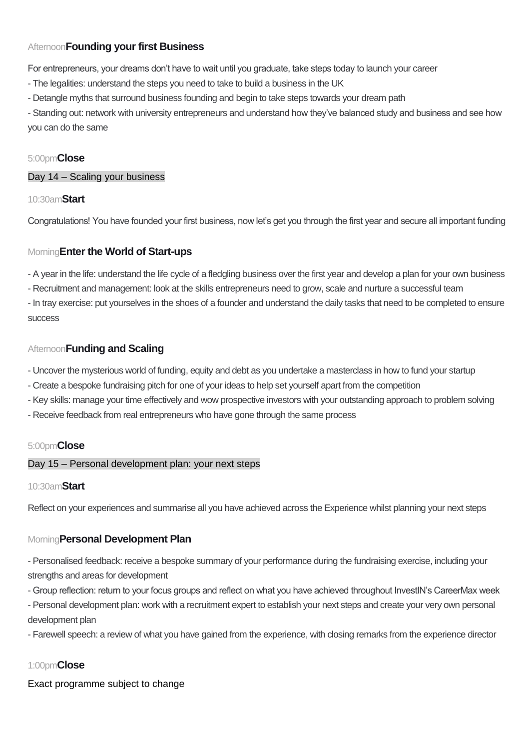Afternoon **Founding your first Business**

For entrepreneurs, your dreams don't have to wait until you graduate, take steps today to launch your career

- The legalities: understand the steps you need to take to build a business in the UK
- Detangle myths that surround business founding and begin to take steps towards your dream path
- Standing out: network with university entrepreneurs and understand how they've balanced study and business and see how you can do the same

5:00pm **Close**

## Day 14 – Scaling your business

10:30am **Start**

Congratulations! You have founded your first business, now let's get you through the first year and secure all important funding

Morning **Enter the World of Start-ups**

- A year in the life: understand the life cycle of a fledgling business over the first year and develop a plan for your own business
- Recruitment and management: look at the skills entrepreneurs need to grow, scale and nurture a successful team
- In tray exercise: put yourselves in the shoes of a founder and understand the daily tasks that need to be completed to ensure success

Afternoon **Funding and Scaling**

- Uncover the mysterious world of funding, equity and debt as you undertake a masterclass in how to fund your startup
- Create a bespoke fundraising pitch for one of your ideas to help set yourself apart from the competition
- Key skills: manage your time effectively and wow prospective investors with your outstanding approach to problem solving
- Receive feedback from real entrepreneurs who have gone through the same process

5:00pm **Close**

## Day 15 – Personal development plan: your next steps

10:30am **Start**

Reflect on your experiences and summarise all you have achieved across the Experience whilst planning your next steps

Morning **Personal Development Plan**

- Personalised feedback: receive a bespoke summary of your performance during the fundraising exercise, including your strengths and areas for development
- Group reflection: return to your focus groups and reflect on what you have achieved throughout InvestIN's CareerMax week
- Personal development plan: work with a recruitment expert to establish your next steps and create your very own personal development plan
- Farewell speech: a review of what you have gained from the experience, with closing remarks from the experience director

1:00pm **Close**

Exact programme subject to change